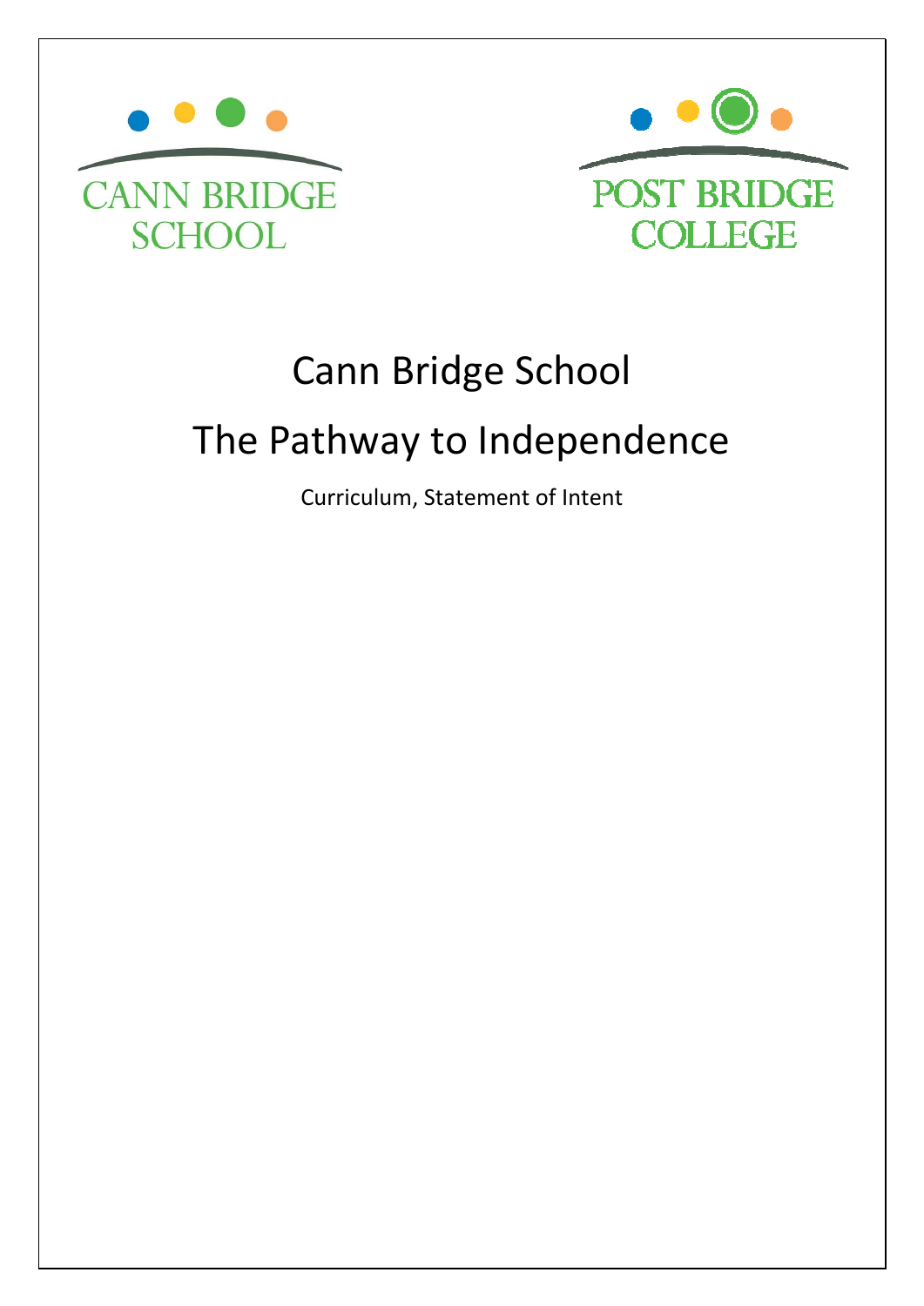CANN BRIDGE SCHOOL

POST BRIDGE COLLEGE

# Cann Bridge School

# The Pathway to Independence

Curriculum, Statement of Intent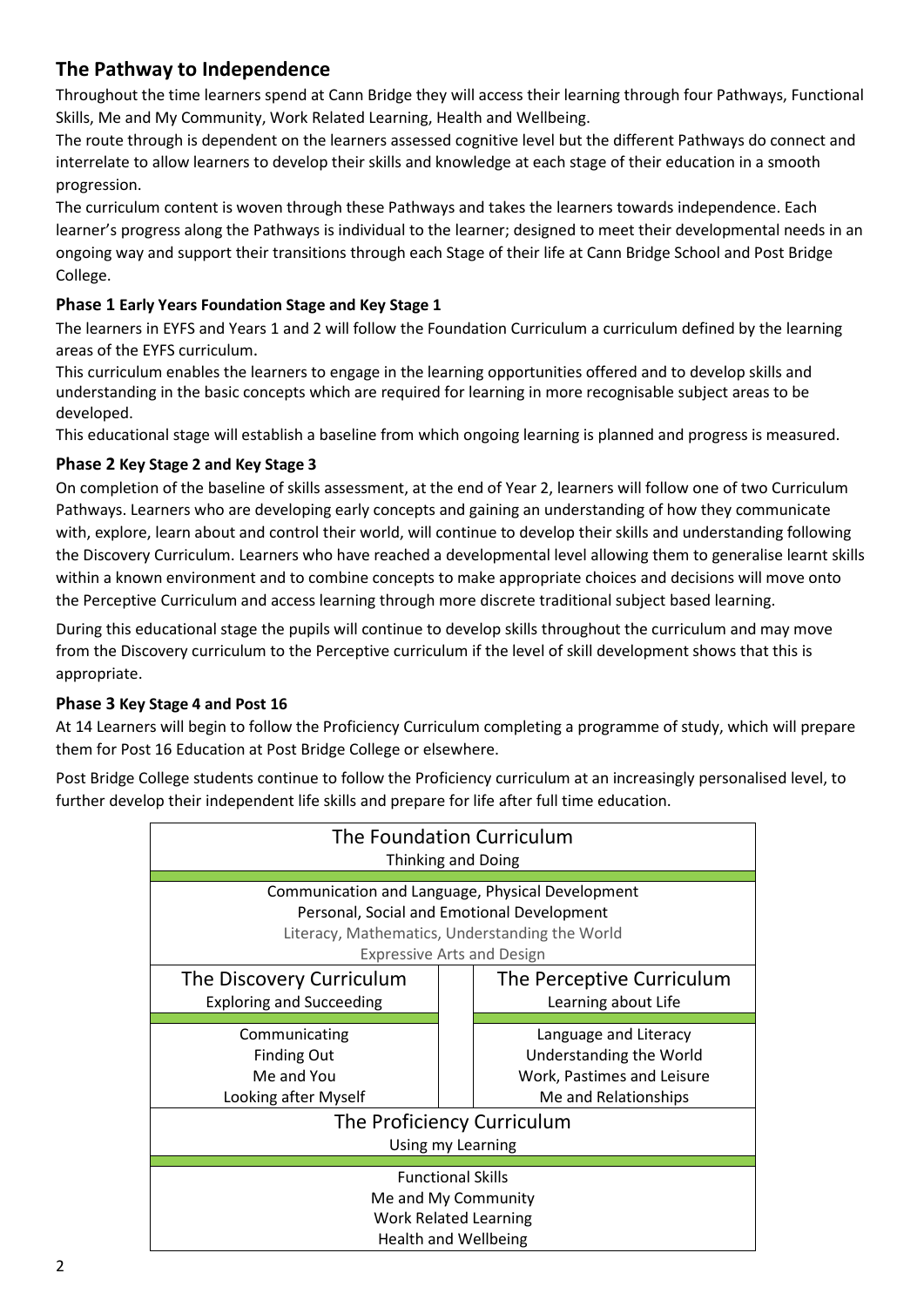## The Pathway to Independence

Throughout the time learners spend at Cann Bridge they will access their learning through four Pathways, Functional Skills, Me and My Community, Work Related Learning, Health and Wellbeing.

The route through is dependent on the learners assessed cognitive level but the different Pathways do connect and interrelate to allow learners to develop their skills and knowledge at each stage of their education in a smooth progression.

The curriculum content is woven through these Pathways and takes the learners towards independence. Each learner's progress along the Pathways is individual to the learner; designed to meet their developmental needs in an ongoing way and support their transitions through each Stage of their life at Cann Bridge School and Post Bridge College.

### Phase 1 Early Years Foundation Stage and Key Stage 1

The learners in EYFS and Years 1 and 2 will follow the Foundation Curriculum a curriculum defined by the learning areas of the EYFS curriculum.

This curriculum enables the learners to engage in the learning opportunities offered and to develop skills and understanding in the basic concepts which are required for learning in more recognisable subject areas to be developed.

This educational stage will establish a baseline from which ongoing learning is planned and progress is measured.

### Phase 2 Key Stage 2 and Key Stage 3

On completion of the baseline of skills assessment, at the end of Year 2, learners will follow one of two Curriculum Pathways. Learners who are developing early concepts and gaining an understanding of how they communicate with, explore, learn about and control their world, will continue to develop their skills and understanding following the Discovery Curriculum. Learners who have reached a developmental level allowing them to generalise learnt skills within a known environment and to combine concepts to make appropriate choices and decisions will move onto the Perceptive Curriculum and access learning through more discrete traditional subject based learning.

During this educational stage the pupils will continue to develop skills throughout the curriculum and may move from the Discovery curriculum to the Perceptive curriculum if the level of skill development shows that this is appropriate.

### Phase 3 Key Stage 4 and Post 16

At 14 Learners will begin to follow the Proficiency Curriculum completing a programme of study, which will prepare them for Post 16 Education at Post Bridge College or elsewhere.

Post Bridge College students continue to follow the Proficiency curriculum at an increasingly personalised level, to further develop their independent life skills and prepare for life after full time education.

| The Foundation Curriculum<br>Thinking and Doing | |
|---|---|
| Communication and Language, Physical Development<br>Personal, Social and Emotional Development<br>Literacy, Mathematics, Understanding the World<br>Expressive Arts and Design | |
| **The Discovery Curriculum**<br>Exploring and Succeeding | **The Perceptive Curriculum**<br>Learning about Life |
| Communicating<br>Finding Out<br>Me and You<br>Looking after Myself | Language and Literacy<br>Understanding the World<br>Work, Pastimes and Leisure<br>Me and Relationships |
| **The Proficiency Curriculum**<br>Using my Learning | |
| Functional Skills<br>Me and My Community<br>Work Related Learning<br>Health and Wellbeing | |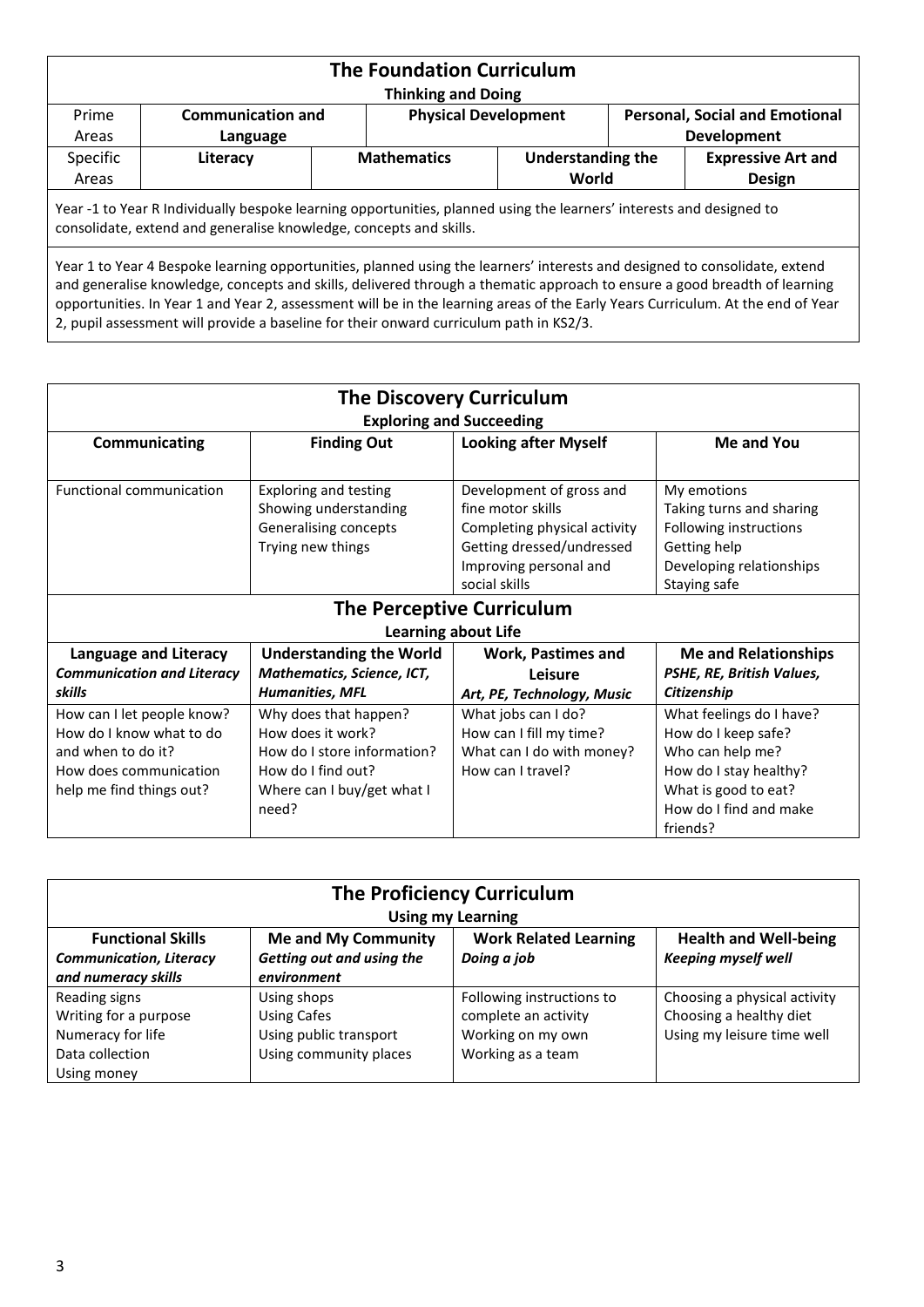## The Foundation Curriculum

**Thinking and Doing**

| | | | | | |
|---|---|---|---|---|---|
| Prime Areas | **Communication and Language** | | **Physical Development** | | **Personal, Social and Emotional Development** |
| Specific Areas | **Literacy** | **Mathematics** | | **Understanding the World** | **Expressive Art and Design** |

Year -1 to Year R Individually bespoke learning opportunities, planned using the learners' interests and designed to consolidate, extend and generalise knowledge, concepts and skills.

Year 1 to Year 4 Bespoke learning opportunities, planned using the learners' interests and designed to consolidate, extend and generalise knowledge, concepts and skills, delivered through a thematic approach to ensure a good breadth of learning opportunities. In Year 1 and Year 2, assessment will be in the learning areas of the Early Years Curriculum. At the end of Year 2, pupil assessment will provide a baseline for their onward curriculum path in KS2/3.

## The Discovery Curriculum

**Exploring and Succeeding**

| Communicating | Finding Out | Looking after Myself | Me and You |
|---|---|---|---|
| Functional communication | Exploring and testing<br>Showing understanding<br>Generalising concepts<br>Trying new things | Development of gross and fine motor skills<br>Completing physical activity<br>Getting dressed/undressed<br>Improving personal and social skills | My emotions<br>Taking turns and sharing<br>Following instructions<br>Getting help<br>Developing relationships<br>Staying safe |

## The Perceptive Curriculum

**Learning about Life**

| **Language and Literacy**<br>***Communication and Literacy skills*** | **Understanding the World**<br>***Mathematics, Science, ICT, Humanities, MFL*** | **Work, Pastimes and Leisure**<br>***Art, PE, Technology, Music*** | **Me and Relationships**<br>***PSHE, RE, British Values, Citizenship*** |
|---|---|---|---|
| How can I let people know?<br>How do I know what to do and when to do it?<br>How does communication help me find things out? | Why does that happen?<br>How does it work?<br>How do I store information?<br>How do I find out?<br>Where can I buy/get what I need? | What jobs can I do?<br>How can I fill my time?<br>What can I do with money?<br>How can I travel? | What feelings do I have?<br>How do I keep safe?<br>Who can help me?<br>How do I stay healthy?<br>What is good to eat?<br>How do I find and make friends? |

## The Proficiency Curriculum

**Using my Learning**

| **Functional Skills**<br>***Communication, Literacy and numeracy skills*** | **Me and My Community**<br>***Getting out and using the environment*** | **Work Related Learning**<br>***Doing a job*** | **Health and Well-being**<br>***Keeping myself well*** |
|---|---|---|---|
| Reading signs<br>Writing for a purpose<br>Numeracy for life<br>Data collection<br>Using money | Using shops<br>Using Cafes<br>Using public transport<br>Using community places | Following instructions to complete an activity<br>Working on my own<br>Working as a team | Choosing a physical activity<br>Choosing a healthy diet<br>Using my leisure time well |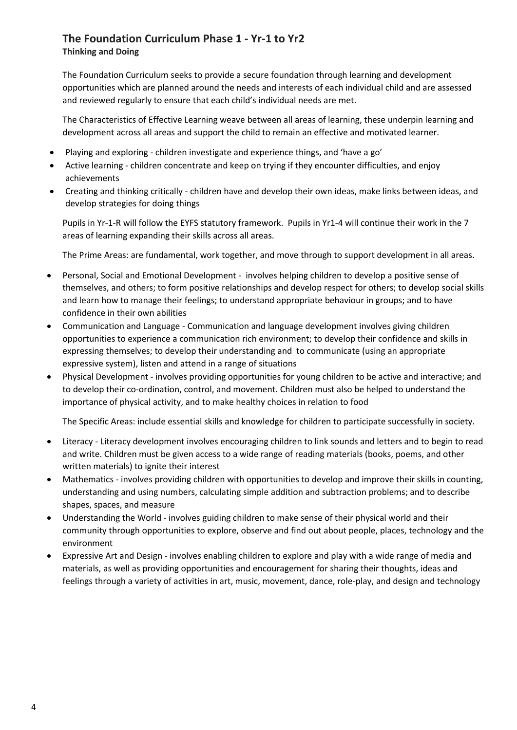## The Foundation Curriculum Phase 1 - Yr-1 to Yr2

**Thinking and Doing**

The Foundation Curriculum seeks to provide a secure foundation through learning and development opportunities which are planned around the needs and interests of each individual child and are assessed and reviewed regularly to ensure that each child's individual needs are met.

The Characteristics of Effective Learning weave between all areas of learning, these underpin learning and development across all areas and support the child to remain an effective and motivated learner.

- Playing and exploring - children investigate and experience things, and 'have a go'
- Active learning - children concentrate and keep on trying if they encounter difficulties, and enjoy achievements
- Creating and thinking critically - children have and develop their own ideas, make links between ideas, and develop strategies for doing things

Pupils in Yr-1-R will follow the EYFS statutory framework. Pupils in Yr1-4 will continue their work in the 7 areas of learning expanding their skills across all areas.

The Prime Areas: are fundamental, work together, and move through to support development in all areas.

- Personal, Social and Emotional Development - involves helping children to develop a positive sense of themselves, and others; to form positive relationships and develop respect for others; to develop social skills and learn how to manage their feelings; to understand appropriate behaviour in groups; and to have confidence in their own abilities
- Communication and Language - Communication and language development involves giving children opportunities to experience a communication rich environment; to develop their confidence and skills in expressing themselves; to develop their understanding and to communicate (using an appropriate expressive system), listen and attend in a range of situations
- Physical Development - involves providing opportunities for young children to be active and interactive; and to develop their co-ordination, control, and movement. Children must also be helped to understand the importance of physical activity, and to make healthy choices in relation to food

The Specific Areas: include essential skills and knowledge for children to participate successfully in society.

- Literacy - Literacy development involves encouraging children to link sounds and letters and to begin to read and write. Children must be given access to a wide range of reading materials (books, poems, and other written materials) to ignite their interest
- Mathematics - involves providing children with opportunities to develop and improve their skills in counting, understanding and using numbers, calculating simple addition and subtraction problems; and to describe shapes, spaces, and measure
- Understanding the World - involves guiding children to make sense of their physical world and their community through opportunities to explore, observe and find out about people, places, technology and the environment
- Expressive Art and Design - involves enabling children to explore and play with a wide range of media and materials, as well as providing opportunities and encouragement for sharing their thoughts, ideas and feelings through a variety of activities in art, music, movement, dance, role-play, and design and technology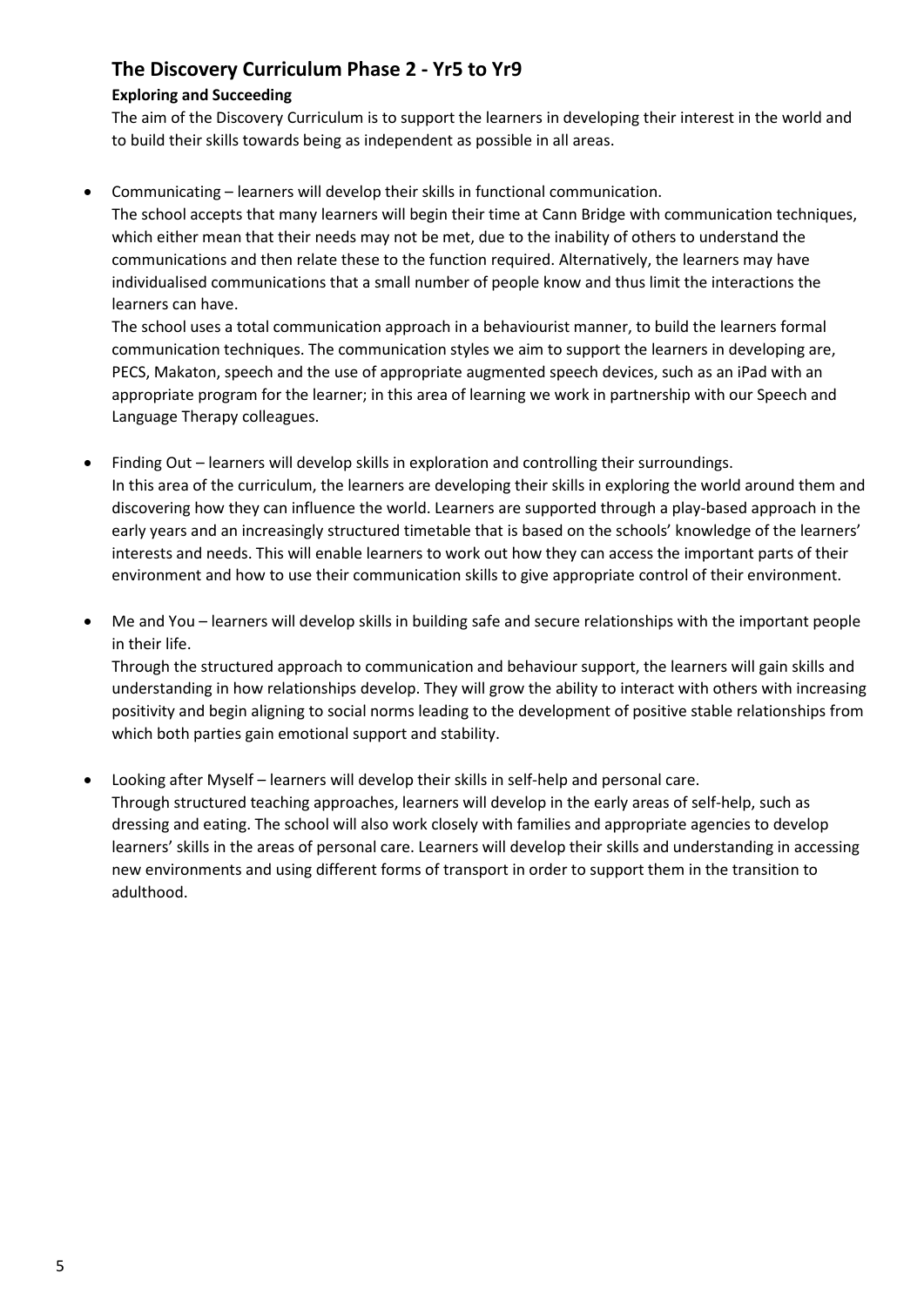## The Discovery Curriculum Phase 2 - Yr5 to Yr9

### Exploring and Succeeding

The aim of the Discovery Curriculum is to support the learners in developing their interest in the world and to build their skills towards being as independent as possible in all areas.

- Communicating – learners will develop their skills in functional communication.
  The school accepts that many learners will begin their time at Cann Bridge with communication techniques, which either mean that their needs may not be met, due to the inability of others to understand the communications and then relate these to the function required. Alternatively, the learners may have individualised communications that a small number of people know and thus limit the interactions the learners can have.
  The school uses a total communication approach in a behaviourist manner, to build the learners formal communication techniques. The communication styles we aim to support the learners in developing are, PECS, Makaton, speech and the use of appropriate augmented speech devices, such as an iPad with an appropriate program for the learner; in this area of learning we work in partnership with our Speech and Language Therapy colleagues.

- Finding Out – learners will develop skills in exploration and controlling their surroundings.
  In this area of the curriculum, the learners are developing their skills in exploring the world around them and discovering how they can influence the world. Learners are supported through a play-based approach in the early years and an increasingly structured timetable that is based on the schools' knowledge of the learners' interests and needs. This will enable learners to work out how they can access the important parts of their environment and how to use their communication skills to give appropriate control of their environment.

- Me and You – learners will develop skills in building safe and secure relationships with the important people in their life.
  Through the structured approach to communication and behaviour support, the learners will gain skills and understanding in how relationships develop. They will grow the ability to interact with others with increasing positivity and begin aligning to social norms leading to the development of positive stable relationships from which both parties gain emotional support and stability.

- Looking after Myself – learners will develop their skills in self-help and personal care.
  Through structured teaching approaches, learners will develop in the early areas of self-help, such as dressing and eating. The school will also work closely with families and appropriate agencies to develop learners' skills in the areas of personal care. Learners will develop their skills and understanding in accessing new environments and using different forms of transport in order to support them in the transition to adulthood.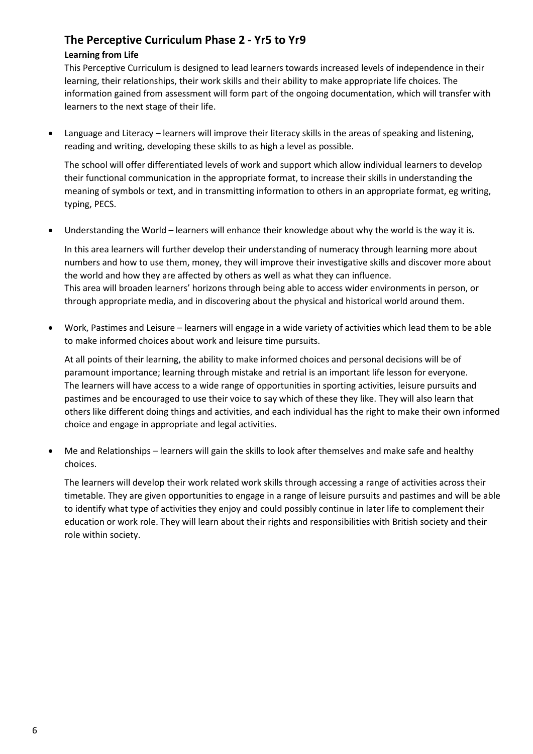## The Perceptive Curriculum Phase 2 - Yr5 to Yr9

**Learning from Life**

This Perceptive Curriculum is designed to lead learners towards increased levels of independence in their learning, their relationships, their work skills and their ability to make appropriate life choices. The information gained from assessment will form part of the ongoing documentation, which will transfer with learners to the next stage of their life.

- Language and Literacy – learners will improve their literacy skills in the areas of speaking and listening, reading and writing, developing these skills to as high a level as possible.

  The school will offer differentiated levels of work and support which allow individual learners to develop their functional communication in the appropriate format, to increase their skills in understanding the meaning of symbols or text, and in transmitting information to others in an appropriate format, eg writing, typing, PECS.

- Understanding the World – learners will enhance their knowledge about why the world is the way it is.

  In this area learners will further develop their understanding of numeracy through learning more about numbers and how to use them, money, they will improve their investigative skills and discover more about the world and how they are affected by others as well as what they can influence.
  This area will broaden learners' horizons through being able to access wider environments in person, or through appropriate media, and in discovering about the physical and historical world around them.

- Work, Pastimes and Leisure – learners will engage in a wide variety of activities which lead them to be able to make informed choices about work and leisure time pursuits.

  At all points of their learning, the ability to make informed choices and personal decisions will be of paramount importance; learning through mistake and retrial is an important life lesson for everyone.
  The learners will have access to a wide range of opportunities in sporting activities, leisure pursuits and pastimes and be encouraged to use their voice to say which of these they like. They will also learn that others like different doing things and activities, and each individual has the right to make their own informed choice and engage in appropriate and legal activities.

- Me and Relationships – learners will gain the skills to look after themselves and make safe and healthy choices.

  The learners will develop their work related work skills through accessing a range of activities across their timetable. They are given opportunities to engage in a range of leisure pursuits and pastimes and will be able to identify what type of activities they enjoy and could possibly continue in later life to complement their education or work role. They will learn about their rights and responsibilities with British society and their role within society.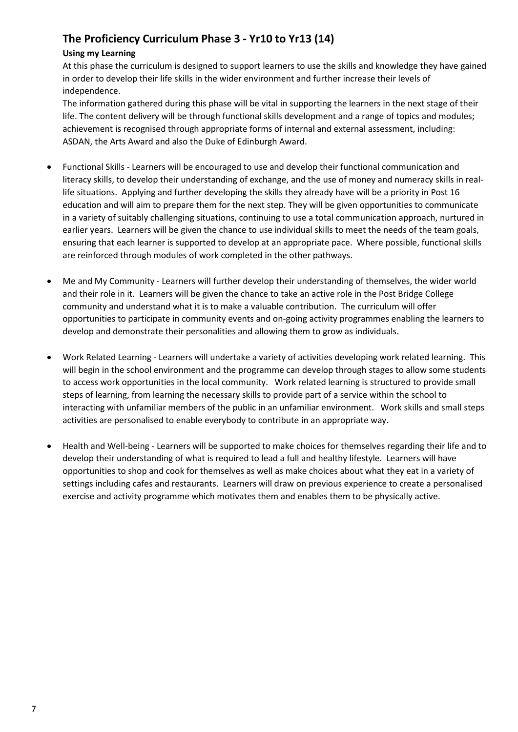## The Proficiency Curriculum Phase 3 - Yr10 to Yr13 (14)

**Using my Learning**

At this phase the curriculum is designed to support learners to use the skills and knowledge they have gained in order to develop their life skills in the wider environment and further increase their levels of independence.

The information gathered during this phase will be vital in supporting the learners in the next stage of their life. The content delivery will be through functional skills development and a range of topics and modules; achievement is recognised through appropriate forms of internal and external assessment, including: ASDAN, the Arts Award and also the Duke of Edinburgh Award.

- Functional Skills - Learners will be encouraged to use and develop their functional communication and literacy skills, to develop their understanding of exchange, and the use of money and numeracy skills in real-life situations. Applying and further developing the skills they already have will be a priority in Post 16 education and will aim to prepare them for the next step. They will be given opportunities to communicate in a variety of suitably challenging situations, continuing to use a total communication approach, nurtured in earlier years. Learners will be given the chance to use individual skills to meet the needs of the team goals, ensuring that each learner is supported to develop at an appropriate pace. Where possible, functional skills are reinforced through modules of work completed in the other pathways.

- Me and My Community - Learners will further develop their understanding of themselves, the wider world and their role in it. Learners will be given the chance to take an active role in the Post Bridge College community and understand what it is to make a valuable contribution. The curriculum will offer opportunities to participate in community events and on-going activity programmes enabling the learners to develop and demonstrate their personalities and allowing them to grow as individuals.

- Work Related Learning - Learners will undertake a variety of activities developing work related learning. This will begin in the school environment and the programme can develop through stages to allow some students to access work opportunities in the local community. Work related learning is structured to provide small steps of learning, from learning the necessary skills to provide part of a service within the school to interacting with unfamiliar members of the public in an unfamiliar environment. Work skills and small steps activities are personalised to enable everybody to contribute in an appropriate way.

- Health and Well-being - Learners will be supported to make choices for themselves regarding their life and to develop their understanding of what is required to lead a full and healthy lifestyle. Learners will have opportunities to shop and cook for themselves as well as make choices about what they eat in a variety of settings including cafes and restaurants. Learners will draw on previous experience to create a personalised exercise and activity programme which motivates them and enables them to be physically active.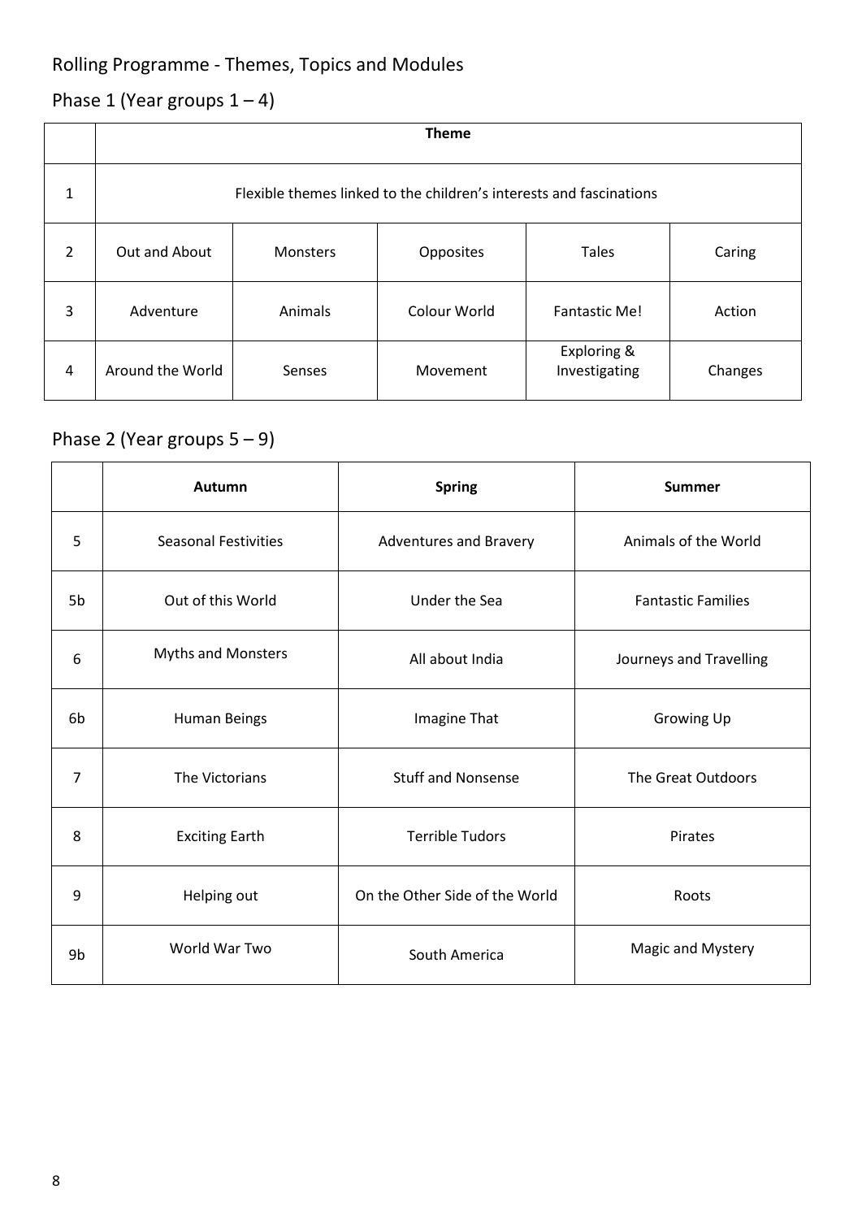## Rolling Programme - Themes, Topics and Modules

### Phase 1 (Year groups 1 – 4)

| | Theme | | | | |
|---|---|---|---|---|---|
| 1 | Flexible themes linked to the children's interests and fascinations | | | | |
| 2 | Out and About | Monsters | Opposites | Tales | Caring |
| 3 | Adventure | Animals | Colour World | Fantastic Me! | Action |
| 4 | Around the World | Senses | Movement | Exploring & Investigating | Changes |

### Phase 2 (Year groups 5 – 9)

| | Autumn | Spring | Summer |
|---|---|---|---|
| 5 | Seasonal Festivities | Adventures and Bravery | Animals of the World |
| 5b | Out of this World | Under the Sea | Fantastic Families |
| 6 | Myths and Monsters | All about India | Journeys and Travelling |
| 6b | Human Beings | Imagine That | Growing Up |
| 7 | The Victorians | Stuff and Nonsense | The Great Outdoors |
| 8 | Exciting Earth | Terrible Tudors | Pirates |
| 9 | Helping out | On the Other Side of the World | Roots |
| 9b | World War Two | South America | Magic and Mystery |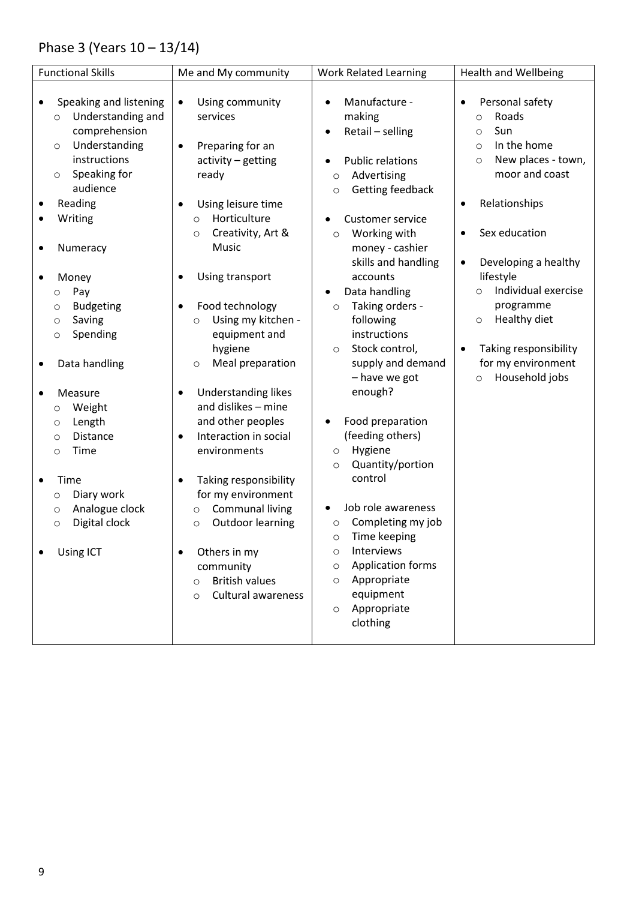## Phase 3 (Years 10 – 13/14)

| Functional Skills | Me and My community | Work Related Learning | Health and Wellbeing |
|---|---|---|---|
| • Speaking and listening<br>  ○ Understanding and comprehension<br>  ○ Understanding instructions<br>  ○ Speaking for audience<br>• Reading<br>• Writing<br><br>• Numeracy<br><br>• Money<br>  ○ Pay<br>  ○ Budgeting<br>  ○ Saving<br>  ○ Spending<br><br>• Data handling<br><br>• Measure<br>  ○ Weight<br>  ○ Length<br>  ○ Distance<br>  ○ Time<br><br>• Time<br>  ○ Diary work<br>  ○ Analogue clock<br>  ○ Digital clock<br><br>• Using ICT | • Using community services<br><br>• Preparing for an activity – getting ready<br><br>• Using leisure time<br>  ○ Horticulture<br>  ○ Creativity, Art & Music<br><br>• Using transport<br><br>• Food technology<br>  ○ Using my kitchen - equipment and hygiene<br>  ○ Meal preparation<br><br>• Understanding likes and dislikes – mine and other peoples<br>• Interaction in social environments<br><br>• Taking responsibility for my environment<br>  ○ Communal living<br>  ○ Outdoor learning<br><br>• Others in my community<br>  ○ British values<br>  ○ Cultural awareness | • Manufacture - making<br>• Retail – selling<br><br>• Public relations<br>  ○ Advertising<br>  ○ Getting feedback<br><br>• Customer service<br>  ○ Working with money - cashier skills and handling accounts<br>• Data handling<br>  ○ Taking orders - following instructions<br>  ○ Stock control, supply and demand – have we got enough?<br><br>• Food preparation (feeding others)<br>  ○ Hygiene<br>  ○ Quantity/portion control<br><br>• Job role awareness<br>  ○ Completing my job<br>  ○ Time keeping<br>  ○ Interviews<br>  ○ Application forms<br>  ○ Appropriate equipment<br>  ○ Appropriate clothing | • Personal safety<br>  ○ Roads<br>  ○ Sun<br>  ○ In the home<br>  ○ New places - town, moor and coast<br><br>• Relationships<br><br>• Sex education<br><br>• Developing a healthy lifestyle<br>  ○ Individual exercise programme<br>  ○ Healthy diet<br><br>• Taking responsibility for my environment<br>  ○ Household jobs |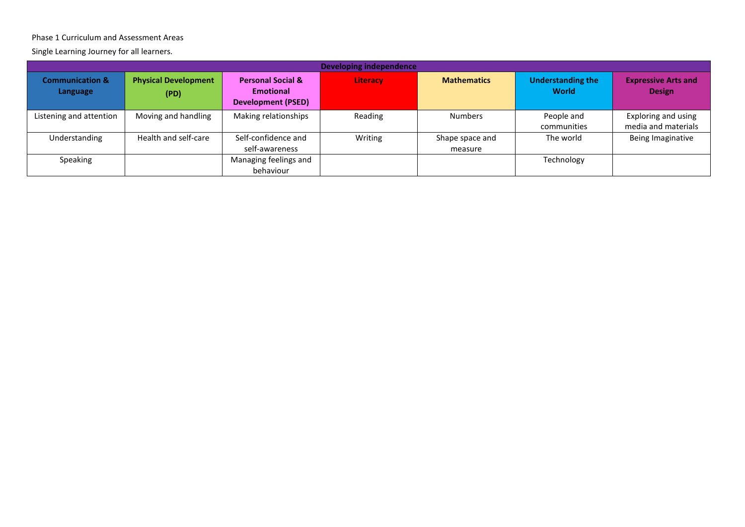Phase 1 Curriculum and Assessment Areas

Single Learning Journey for all learners.

| Developing independence | | | | | | |
|---|---|---|---|---|---|---|
| **Communication & Language** | **Physical Development (PD)** | **Personal Social & Emotional Development (PSED)** | **Literacy** | **Mathematics** | **Understanding the World** | **Expressive Arts and Design** |
| Listening and attention | Moving and handling | Making relationships | Reading | Numbers | People and communities | Exploring and using media and materials |
| Understanding | Health and self-care | Self-confidence and self-awareness | Writing | Shape space and measure | The world | Being Imaginative |
| Speaking | | Managing feelings and behaviour | | | Technology | |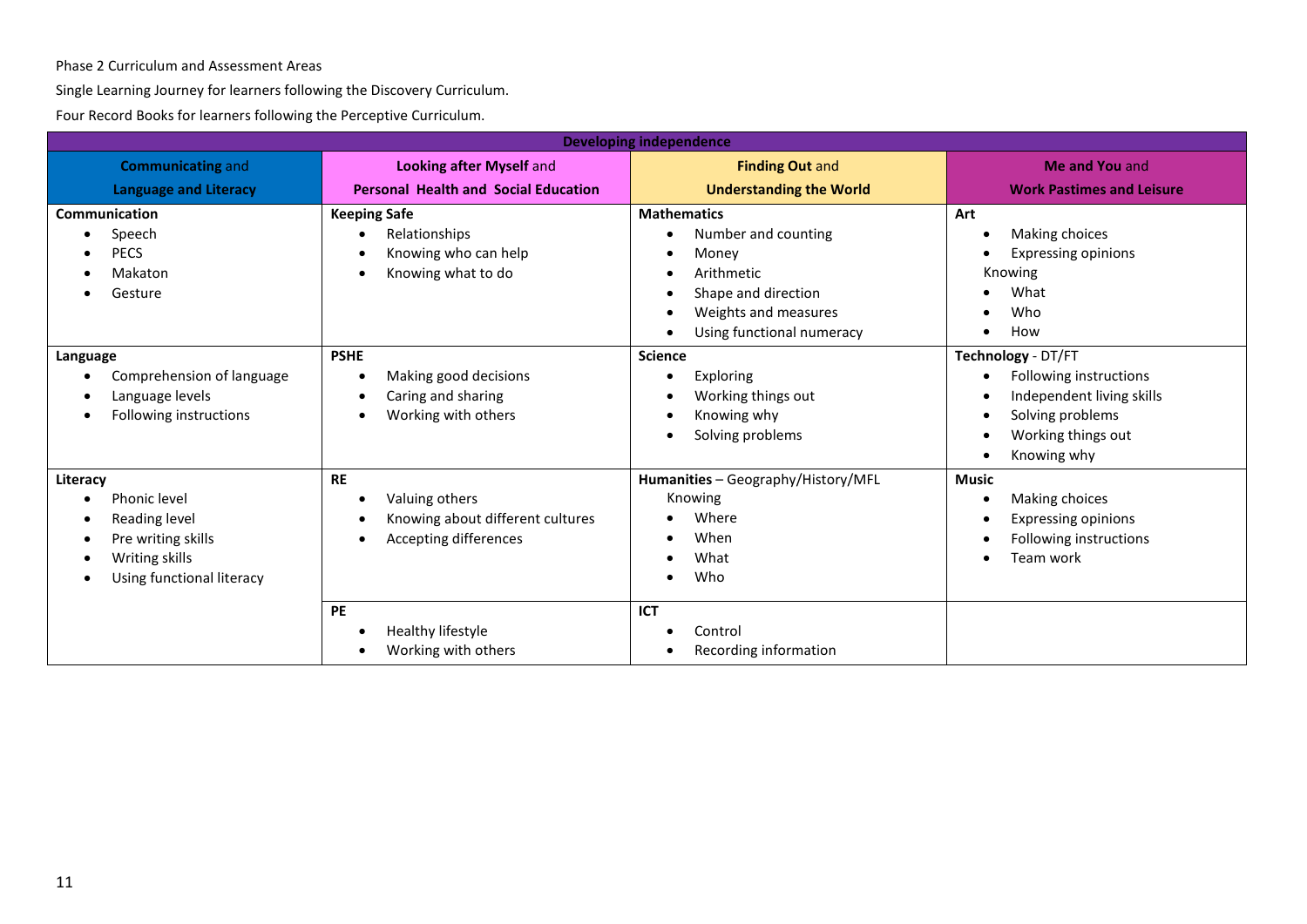Phase 2 Curriculum and Assessment Areas

Single Learning Journey for learners following the Discovery Curriculum.

Four Record Books for learners following the Perceptive Curriculum.

| Developing independence | | | |
|---|---|---|---|
| **Communicating** and **Language and Literacy** | **Looking after Myself** and **Personal Health and Social Education** | **Finding Out** and **Understanding the World** | **Me and You** and **Work Pastimes and Leisure** |
| **Communication**<br>• Speech<br>• PECS<br>• Makaton<br>• Gesture | **Keeping Safe**<br>• Relationships<br>• Knowing who can help<br>• Knowing what to do | **Mathematics**<br>• Number and counting<br>• Money<br>• Arithmetic<br>• Shape and direction<br>• Weights and measures<br>• Using functional numeracy | **Art**<br>• Making choices<br>• Expressing opinions<br>Knowing<br>• What<br>• Who<br>• How |
| **Language**<br>• Comprehension of language<br>• Language levels<br>• Following instructions | **PSHE**<br>• Making good decisions<br>• Caring and sharing<br>• Working with others | **Science**<br>• Exploring<br>• Working things out<br>• Knowing why<br>• Solving problems | **Technology** - DT/FT<br>• Following instructions<br>• Independent living skills<br>• Solving problems<br>• Working things out<br>• Knowing why |
| **Literacy**<br>• Phonic level<br>• Reading level<br>• Pre writing skills<br>• Writing skills<br>• Using functional literacy | **RE**<br>• Valuing others<br>• Knowing about different cultures<br>• Accepting differences | **Humanities** – Geography/History/MFL<br>Knowing<br>• Where<br>• When<br>• What<br>• Who | **Music**<br>• Making choices<br>• Expressing opinions<br>• Following instructions<br>• Team work |
| | **PE**<br>• Healthy lifestyle<br>• Working with others | **ICT**<br>• Control<br>• Recording information | |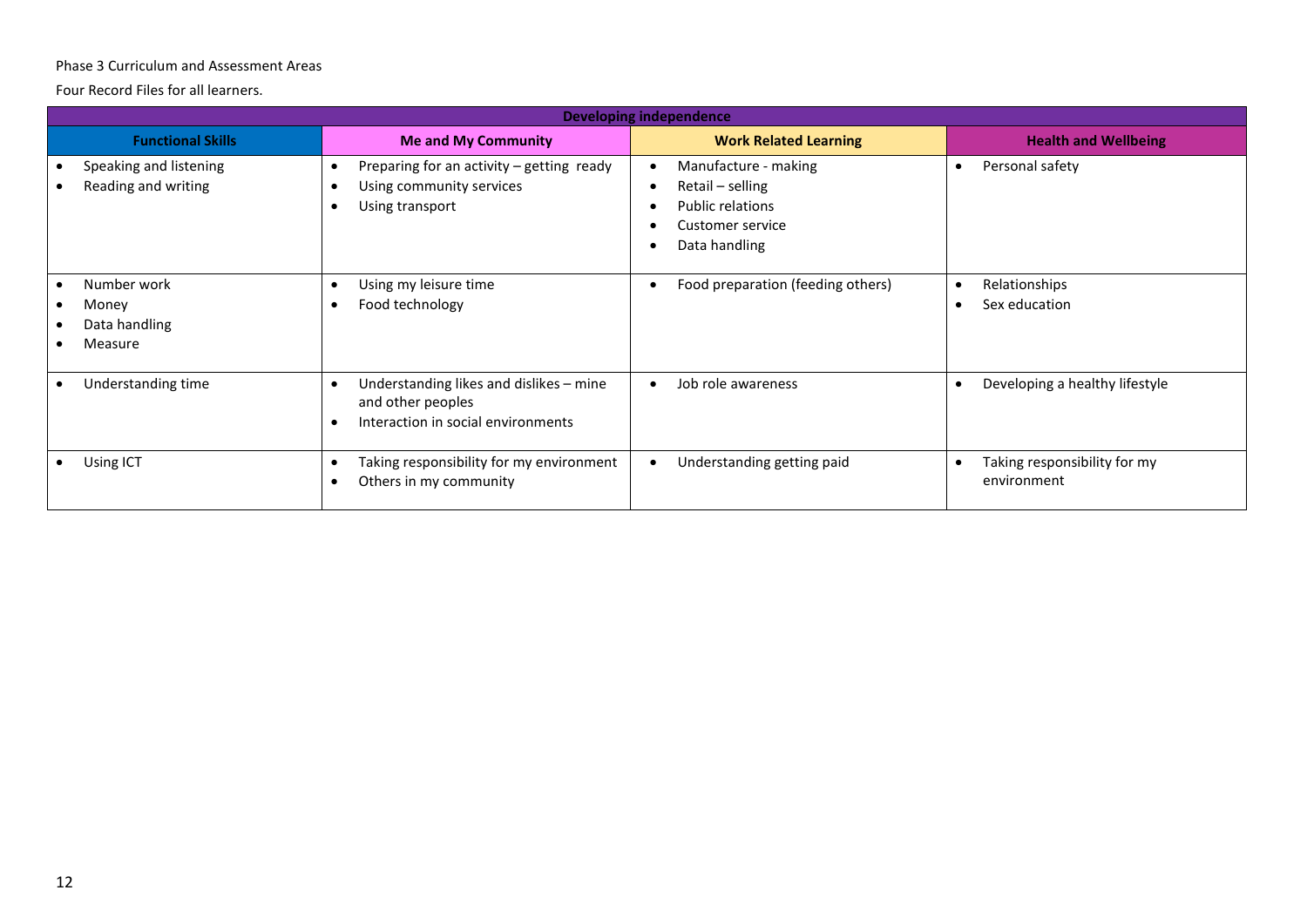Phase 3 Curriculum and Assessment Areas

Four Record Files for all learners.

| Developing independence | | | |
|---|---|---|---|
| **Functional Skills** | **Me and My Community** | **Work Related Learning** | **Health and Wellbeing** |
| • Speaking and listening<br>• Reading and writing | • Preparing for an activity – getting ready<br>• Using community services<br>• Using transport | • Manufacture - making<br>• Retail – selling<br>• Public relations<br>• Customer service<br>• Data handling | • Personal safety |
| • Number work<br>• Money<br>• Data handling<br>• Measure | • Using my leisure time<br>• Food technology | • Food preparation (feeding others) | • Relationships<br>• Sex education |
| • Understanding time | • Understanding likes and dislikes – mine and other peoples<br>• Interaction in social environments | • Job role awareness | • Developing a healthy lifestyle |
| • Using ICT | • Taking responsibility for my environment<br>• Others in my community | • Understanding getting paid | • Taking responsibility for my environment |